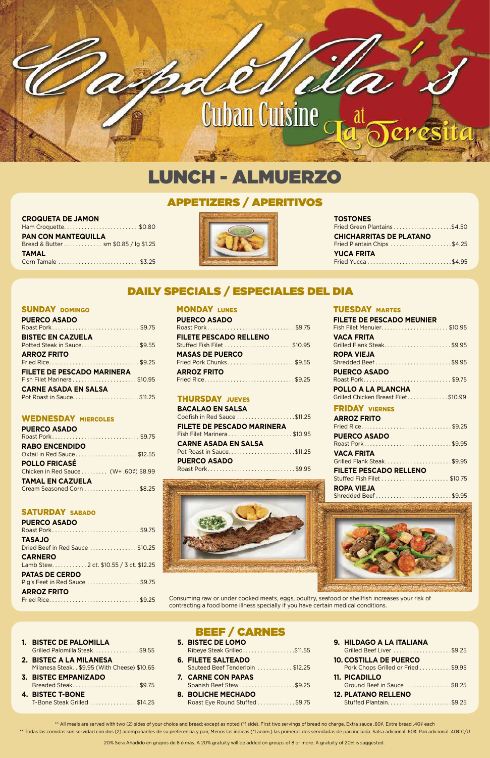# CapdeVila's Cuban Cuisine at La Teresita

# LUNCH - ALMUERZO

## APPETIZERS / APERITIVOS

**CROQUETA DE JAMON**
Ham Croquette.......................... $0.80

**PAN CON MANTEQUILLA**
Bread & Butter ............. sm $0.85 / lg $1.25

**TAMAL**
Corn Tamale ............................ $3.25

**TOSTONES**
Fried Green Plantains .................... $4.50

**CHICHARRITAS DE PLATANO**
Fried Plantain Chips ..................... $4.25

**YUCA FRITA**
Fried Yucca ............................. $4.95

## DAILY SPECIALS / ESPECIALES DEL DIA

### SUNDAY DOMINGO

**PUERCO ASADO**
Roast Pork.............................. $9.75

**BISTEC EN CAZUELA**
Potted Steak in Sauce.................... $9.55

**ARROZ FRITO**
Fried Rice............................... $9.25

**FILETE DE PESCADO MARINERA**
Fish Filet Marinera...................... $10.95

**CARNE ASADA EN SALSA**
Pot Roast in Sauce....................... $11.25

### WEDNESDAY MIERCOLES

**PUERCO ASADO**
Roast Pork.............................. $9.75

**RABO ENCENDIDO**
Oxtail in Red Sauce..................... $12.55

**POLLO FRICASÉ**
Chicken in Red Sauce......... (W+ .60¢) $8.99

**TAMAL EN CAZUELA**
Cream Seasoned Corn ................... $8.25

### SATURDAY SABADO

**PUERCO ASADO**
Roast Pork.............................. $9.75

**TASAJO**
Dried Beef in Red Sauce ................ $10.25

**CARNERO**
Lamb Stew............ 2 ct. $10.55 / 3 ct. $12.25

**PATAS DE CERDO**
Pig's Feet in Red Sauce .................. $9.75

**ARROZ FRITO**
Fried Rice............................... $9.25

### MONDAY LUNES

**PUERCO ASADO**
Roast Pork.............................. $9.75

**FILETE PESCADO RELLENO**
Stuffed Fish Filet ....................... $10.95

**MASAS DE PUERCO**
Fried Pork Chunks....................... $9.55

**ARROZ FRITO**
Fried Rice............................... $9.25

### THURSDAY JUEVES

**BACALAO EN SALSA**
Codfish in Red Sauce .................... $11.25

**FILETE DE PESCADO MARINERA**
Fish Filet Marinera...................... $10.95

**CARNE ASADA EN SALSA**
Pot Roast in Sauce....................... $11.25

**PUERCO ASADO**
Roast Pork.............................. $9.95

### TUESDAY MARTES

**FILETE DE PESCADO MEUNIER**
Fish Filet Menuier....................... $10.95

**VACA FRITA**
Grilled Flank Steak...................... $9.95

**ROPA VIEJA**
Shredded Beef .......................... $9.95

**PUERCO ASADO**
Roast Pork.............................. $9.75

**POLLO A LA PLANCHA**
Grilled Chicken Breast Filet.............. $10.99

### FRIDAY VIERNES

**ARROZ FRITO**
Fried Rice............................... $9.25

**PUERCO ASADO**
Roast Pork.............................. $9.95

**VACA FRITA**
Grilled Flank Steak...................... $9.95

**FILETE PESCADO RELLENO**
Stuffed Fish Filet ....................... $10.75

**ROPA VIEJA**
Shredded Beef .......................... $9.95

Consuming raw or under cooked meats, eggs, poultry, seafood or shellfish increases your risk of contracting a food borne illness specially if you have certain medical conditions.

## BEEF / CARNES

1. **BISTEC DE PALOMILLA**
   Grilled Palomilla Steak................ $9.55
2. **BISTEC A LA MILANESA**
   Milanesa Steak. . $9.95 (With Cheese) $10.65
3. **BISTEC EMPANIZADO**
   Breaded Steak......................... $9.75
4. **BISTEC T-BONE**
   T-Bone Steak Grilled .................. $14.25
5. **BISTEC DE LOMO**
   Ribeye Steak Grilled................... $11.55
6. **FILETE SALTEADO**
   Sauteed Beef Tenderloin ............ $12.25
7. **CARNE CON PAPAS**
   Spanish Beef Stew ..................... $9.25
8. **BOLICHE MECHADO**
   Roast Eye Round Stuffed ............. $9.75
9. **HILDAGO A LA ITALIANA**
   Grilled Beef Liver ..................... $9.25
10. **COSTILLA DE PUERCO**
    Pork Chops Grilled or Fried ........... $9.95
11. **PICADILLO**
    Ground Beef in Sauce ................. $8.25
12. **PLATANO RELLENO**
    Stuffed Plantain....................... $9.25

** All meals are served with two (2) sides of your choice and bread; except as noted (*1 side). First two servings of bread no charge. Extra sauce .60¢. Extra bread .40¢ each

** Todas las comidas son servidad con dos (2) acompañantes de su preferencia y pan; Menos las indicas (*1 acom.) las primeras dos servidadas de pan incluida. Salsa adicional .60¢. Pan adicional .40¢ C/U

20% Sera Añadido en grupos de 8 ó más. A 20% gratuity will be added on groups of 8 or more. A gratuity of 20% is suggested.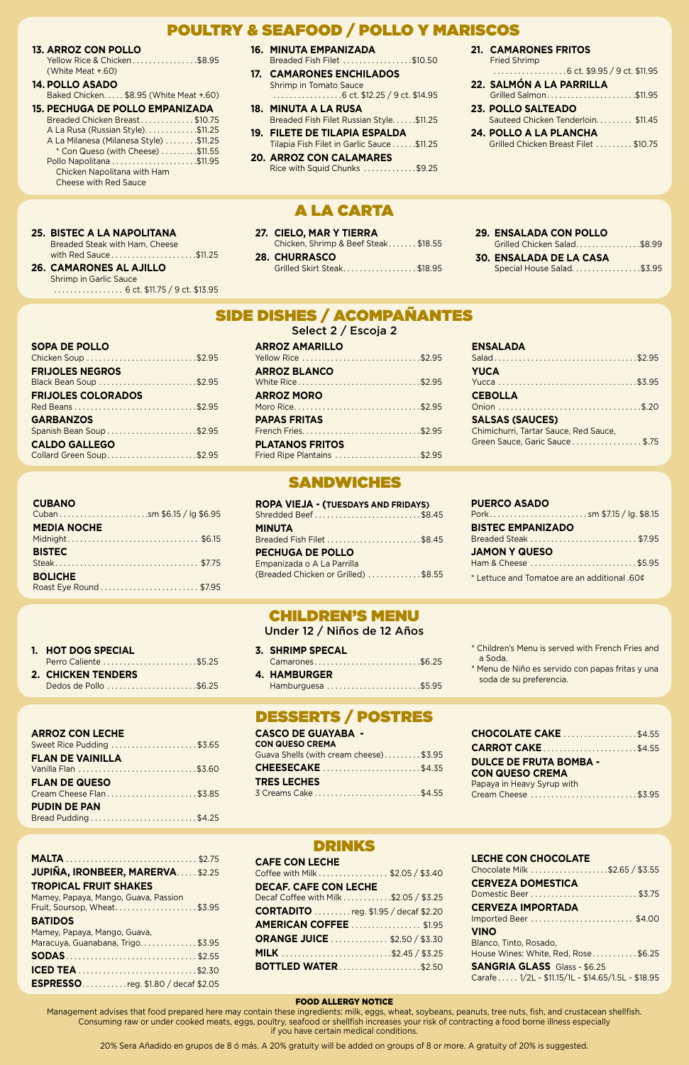# POULTRY & SEAFOOD / POLLO Y MARISCOS

**13. ARROZ CON POLLO**
Yellow Rice & Chicken ........ $8.95
(White Meat +.60)

**14. POLLO ASADO**
Baked Chicken ..... $8.95 (White Meat +.60)

**15. PECHUGA DE POLLO EMPANIZADA**
Breaded Chicken Breast ........ $10.75
A La Rusa (Russian Style) ........ $11.25
A La Milanesa (Milanesa Style) ........ $11.25
* Con Queso (with Cheese) ........ $11.55
Pollo Napolitana ........ $11.95
Chicken Napolitana with Ham Cheese with Red Sauce

**16. MINUTA EMPANIZADA**
Breaded Fish Filet ........ $10.50

**17. CAMARONES ENCHILADOS**
Shrimp in Tomato Sauce
........ 6 ct. $12.25 / 9 ct. $14.95

**18. MINUTA A LA RUSA**
Breaded Fish Filet Russian Style ........ $11.25

**19. FILETE DE TILAPIA ESPALDA**
Tilapia Fish Filet in Garlic Sauce ........ $11.25

**20. ARROZ CON CALAMARES**
Rice with Squid Chunks ........ $9.25

**21. CAMARONES FRITOS**
Fried Shrimp
........ 6 ct. $9.95 / 9 ct. $11.95

**22. SALMÓN A LA PARRILLA**
Grilled Salmon ........ $11.95

**23. POLLO SALTEADO**
Sauteed Chicken Tenderloin ........ $11.45

**24. POLLO A LA PLANCHA**
Grilled Chicken Breast Filet ........ $10.75

# A LA CARTA

**25. BISTEC A LA NAPOLITANA**
Breaded Steak with Ham, Cheese with Red Sauce ........ $11.25

**26. CAMARONES AL AJILLO**
Shrimp in Garlic Sauce
........ 6 ct. $11.75 / 9 ct. $13.95

**27. CIELO, MAR Y TIERRA**
Chicken, Shrimp & Beef Steak ........ $18.55

**28. CHURRASCO**
Grilled Skirt Steak ........ $18.95

**29. ENSALADA CON POLLO**
Grilled Chicken Salad ........ $8.99

**30. ENSALADA DE LA CASA**
Special House Salad ........ $3.95

# SIDE DISHES / ACOMPAÑANTES

Select 2 / Escoja 2

**SOPA DE POLLO**
Chicken Soup ........ $2.95

**FRIJOLES NEGROS**
Black Bean Soup ........ $2.95

**FRIJOLES COLORADOS**
Red Beans ........ $2.95

**GARBANZOS**
Spanish Bean Soup ........ $2.95

**CALDO GALLEGO**
Collard Green Soup ........ $2.95

**ARROZ AMARILLO**
Yellow Rice ........ $2.95

**ARROZ BLANCO**
White Rice ........ $2.95

**ARROZ MORO**
Moro Rice ........ $2.95

**PAPAS FRITAS**
French Fries ........ $2.95

**PLATANOS FRITOS**
Fried Ripe Plantains ........ $2.95

**ENSALADA**
Salad ........ $2.95

**YUCA**
Yucca ........ $3.95

**CEBOLLA**
Onion ........ $.20

**SALSAS (SAUCES)**
Chimichurri, Tartar Sauce, Red Sauce, Green Sauce, Garic Sauce ........ $.75

# SANDWICHES

**CUBANO**
Cuban ........ sm $6.15 / lg $6.95

**MEDIA NOCHE**
Midnight ........ $6.15

**BISTEC**
Steak ........ $7.75

**BOLICHE**
Roast Eye Round ........ $7.95

**ROPA VIEJA - (TUESDAYS AND FRIDAYS)**
Shredded Beef ........ $8.45

**MINUTA**
Breaded Fish Filet ........ $8.45

**PECHUGA DE POLLO**
Empanizada o A La Parrilla
(Breaded Chicken or Grilled) ........ $8.55

**PUERCO ASADO**
Pork ........ sm $7.15 / lg. $8.15

**BISTEC EMPANIZADO**
Breaded Steak ........ $7.95

**JAMON Y QUESO**
Ham & Cheese ........ $5.95

* Lettuce and Tomatoe are an additional .60¢

# CHILDREN'S MENU

Under 12 / Niños de 12 Años

**1. HOT DOG SPECIAL**
Perro Caliente ........ $5.25

**2. CHICKEN TENDERS**
Dedos de Pollo ........ $6.25

**3. SHRIMP SPECAL**
Camarones ........ $6.25

**4. HAMBURGER**
Hamburguesa ........ $5.95

* Children's Menu is served with French Fries and a Soda.
* Menu de Niño es servido con papas fritas y una soda de su preferencia.

# DESSERTS / POSTRES

**ARROZ CON LECHE**
Sweet Rice Pudding ........ $3.65

**FLAN DE VAINILLA**
Vanilla Flan ........ $3.60

**FLAN DE QUESO**
Cream Cheese Flan ........ $3.85

**PUDIN DE PAN**
Bread Pudding ........ $4.25

**CASCO DE GUAYABA - CON QUESO CREMA**
Guava Shells (with cream cheese) ........ $3.95

**CHEESECAKE** ........ $4.35

**TRES LECHES**
3 Creams Cake ........ $4.55

**CHOCOLATE CAKE** ........ $4.55

**CARROT CAKE** ........ $4.55

**DULCE DE FRUTA BOMBA - CON QUESO CREMA**
Papaya in Heavy Syrup with Cream Cheese ........ $3.95

# DRINKS

**MALTA** ........ $2.75

**JUPIÑA, IRONBEER, MARERVA** ........ $2.25

**TROPICAL FRUIT SHAKES**
Mamey, Papaya, Mango, Guava, Passion Fruit, Soursop, Wheat ........ $3.95

**BATIDOS**
Mamey, Papaya, Mango, Guava, Maracuya, Guanabana, Trigo ........ $3.95

**SODAS** ........ $2.55

**ICED TEA** ........ $2.30

**ESPRESSO** ........ reg. $1.80 / decaf $2.05

**CAFE CON LECHE**
Coffee with Milk ........ $2.05 / $3.40

**DECAF. CAFE CON LECHE**
Decaf Coffee with Milk ........ $2.05 / $3.25

**CORTADITO** ........ reg. $1.95 / decaf $2.20

**AMERICAN COFFEE** ........ $1.95

**ORANGE JUICE** ........ $2.50 / $3.30

**MILK** ........ $2.45 / $3.25

**BOTTLED WATER** ........ $2.50

**LECHE CON CHOCOLATE**
Chocolate Milk ........ $2.65 / $3.55

**CERVEZA DOMESTICA**
Domestic Beer ........ $3.75

**CERVEZA IMPORTADA**
Imported Beer ........ $4.00

**VINO**
Blanco, Tinto, Rosado,
House Wines: White, Red, Rose ........ $6.25

**SANGRIA GLASS** Glass - $6.25
Carafe ..... 1/2L - $11.15/1L - $14.65/1.5L - $18.95

**FOOD ALLERGY NOTICE**

Management advises that food prepared here may contain these ingredients: milk, eggs, wheat, soybeans, peanuts, tree nuts, fish, and crustacean shellfish. Consuming raw or under cooked meats, eggs, poultry, seafood or shellfish increases your risk of contracting a food borne illness especially if you have certain medical conditions.

20% Sera Añadido en grupos de 8 ó más. A 20% gratuity will be added on groups of 8 or more. A gratuity of 20% is suggested.